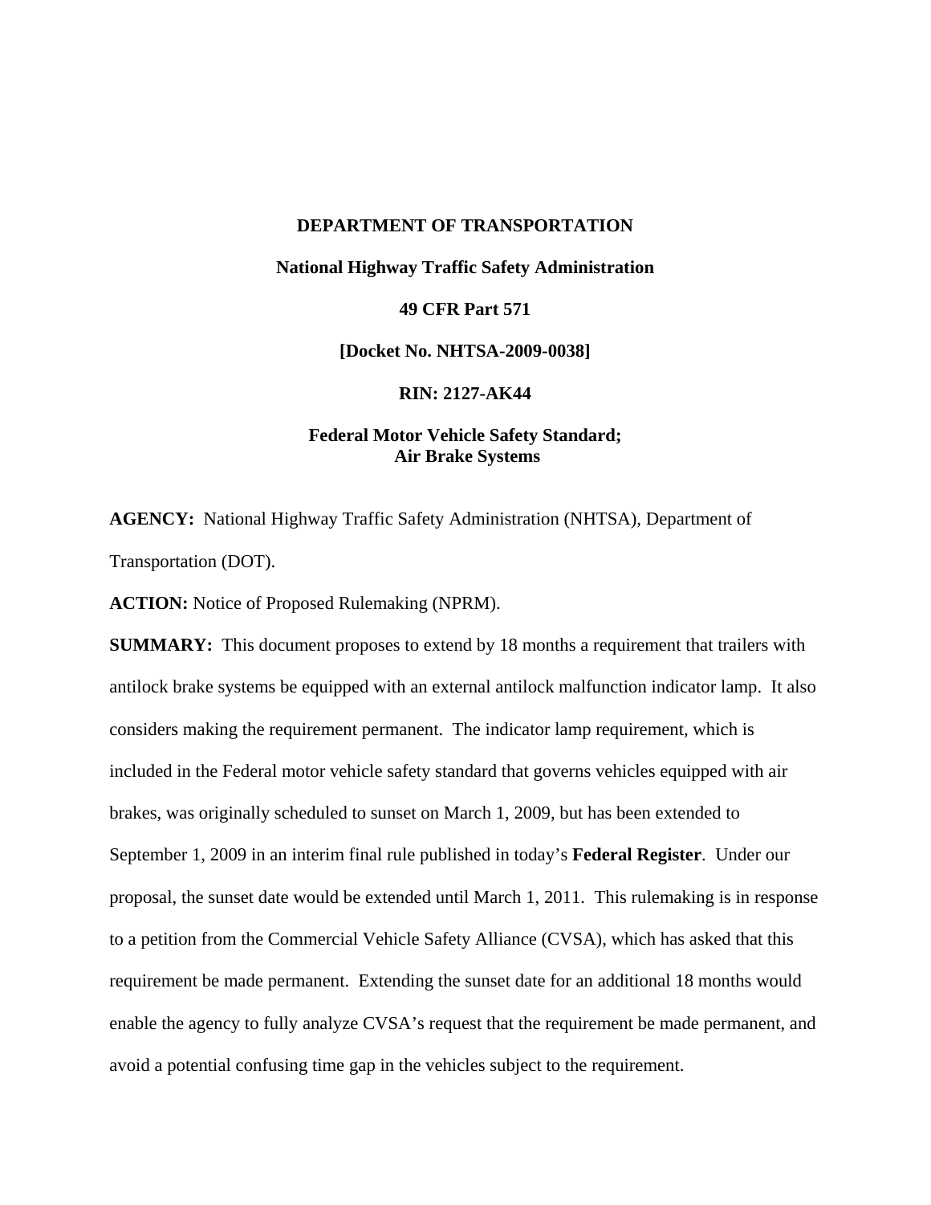**DEPARTMENT OF TRANSPORTATION**

**National Highway Traffic Safety Administration**

**49 CFR Part 571**

**[Docket No. NHTSA-2009-0038]**

**RIN: 2127-AK44**

**Federal Motor Vehicle Safety Standard; Air Brake Systems**

**AGENCY:** National Highway Traffic Safety Administration (NHTSA), Department of Transportation (DOT).

**ACTION:** Notice of Proposed Rulemaking (NPRM).

**SUMMARY:** This document proposes to extend by 18 months a requirement that trailers with antilock brake systems be equipped with an external antilock malfunction indicator lamp. It also considers making the requirement permanent. The indicator lamp requirement, which is included in the Federal motor vehicle safety standard that governs vehicles equipped with air brakes, was originally scheduled to sunset on March 1, 2009, but has been extended to September 1, 2009 in an interim final rule published in today's **Federal Register**. Under our proposal, the sunset date would be extended until March 1, 2011. This rulemaking is in response to a petition from the Commercial Vehicle Safety Alliance (CVSA), which has asked that this requirement be made permanent. Extending the sunset date for an additional 18 months would enable the agency to fully analyze CVSA's request that the requirement be made permanent, and avoid a potential confusing time gap in the vehicles subject to the requirement.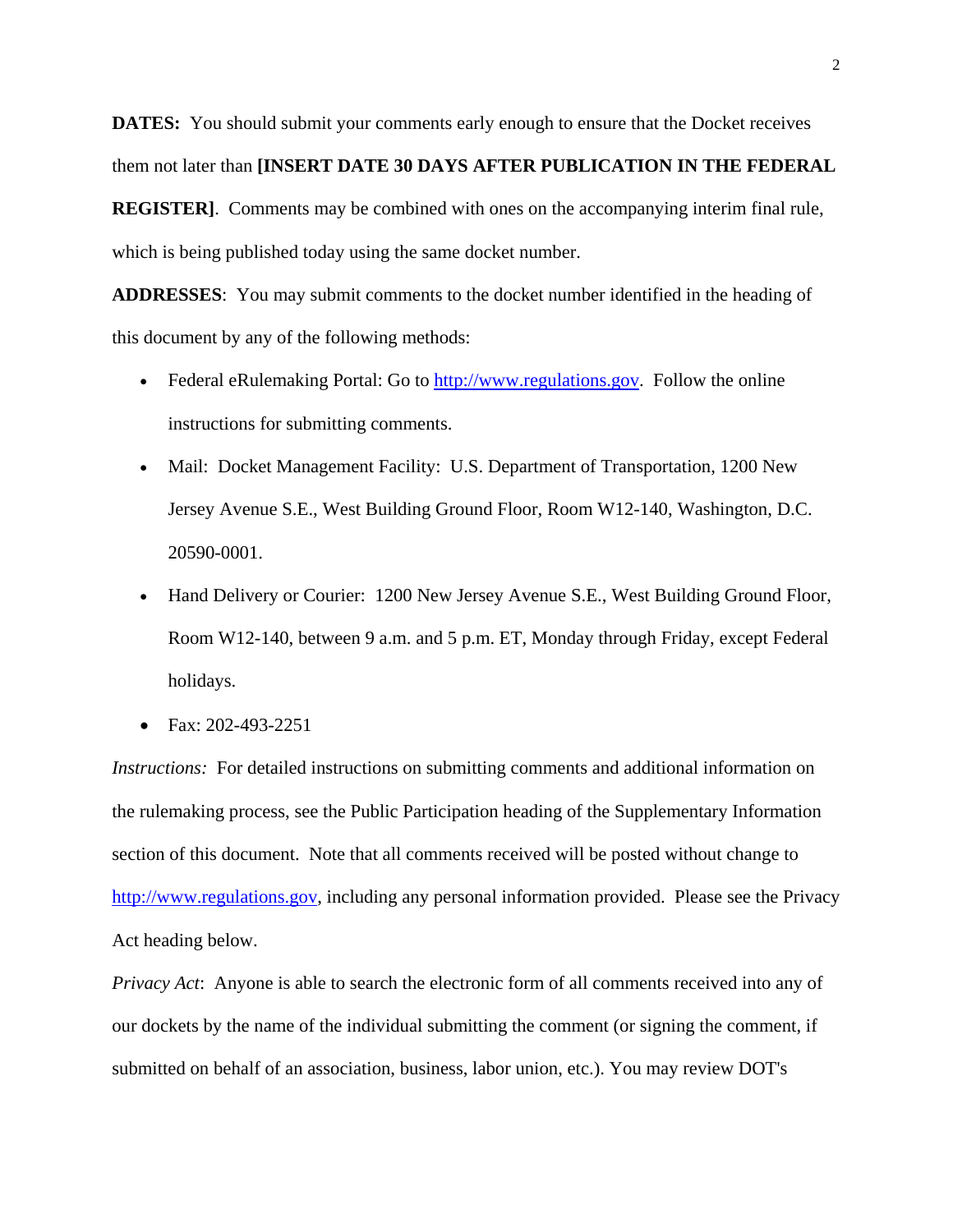**DATES:** You should submit your comments early enough to ensure that the Docket receives them not later than **[INSERT DATE 30 DAYS AFTER PUBLICATION IN THE FEDERAL REGISTER]**. Comments may be combined with ones on the accompanying interim final rule, which is being published today using the same docket number.

**ADDRESSES**: You may submit comments to the docket number identified in the heading of this document by any of the following methods:

- Federal eRulemaking Portal: Go to http://www.regulations.gov. Follow the online instructions for submitting comments.
- Mail: Docket Management Facility: U.S. Department of Transportation, 1200 New Jersey Avenue S.E., West Building Ground Floor, Room W12-140, Washington, D.C. 20590-0001.
- Hand Delivery or Courier: 1200 New Jersey Avenue S.E., West Building Ground Floor, Room W12-140, between 9 a.m. and 5 p.m. ET, Monday through Friday, except Federal holidays.
- Fax: 202-493-2251

*Instructions:* For detailed instructions on submitting comments and additional information on the rulemaking process, see the Public Participation heading of the Supplementary Information section of this document. Note that all comments received will be posted without change to http://www.regulations.gov, including any personal information provided. Please see the Privacy Act heading below.

*Privacy Act*: Anyone is able to search the electronic form of all comments received into any of our dockets by the name of the individual submitting the comment (or signing the comment, if submitted on behalf of an association, business, labor union, etc.). You may review DOT's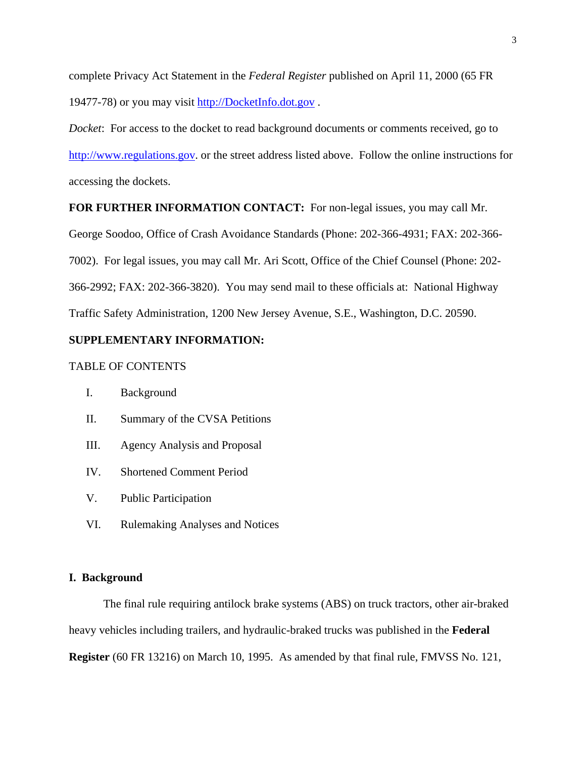complete Privacy Act Statement in the *Federal Register* published on April 11, 2000 (65 FR 19477-78) or you may visit http://DocketInfo.dot.gov .

*Docket*: For access to the docket to read background documents or comments received, go to http://www.regulations.gov. or the street address listed above. Follow the online instructions for accessing the dockets.

**FOR FURTHER INFORMATION CONTACT:** For non-legal issues, you may call Mr. George Soodoo, Office of Crash Avoidance Standards (Phone: 202-366-4931; FAX: 202-366-7002). For legal issues, you may call Mr. Ari Scott, Office of the Chief Counsel (Phone: 202-366-2992; FAX: 202-366-3820). You may send mail to these officials at: National Highway Traffic Safety Administration, 1200 New Jersey Avenue, S.E., Washington, D.C. 20590.

**SUPPLEMENTARY INFORMATION:**

TABLE OF CONTENTS

I. Background

II. Summary of the CVSA Petitions

III. Agency Analysis and Proposal

IV. Shortened Comment Period

V. Public Participation

VI. Rulemaking Analyses and Notices

## I. Background

The final rule requiring antilock brake systems (ABS) on truck tractors, other air-braked heavy vehicles including trailers, and hydraulic-braked trucks was published in the **Federal Register** (60 FR 13216) on March 10, 1995. As amended by that final rule, FMVSS No. 121,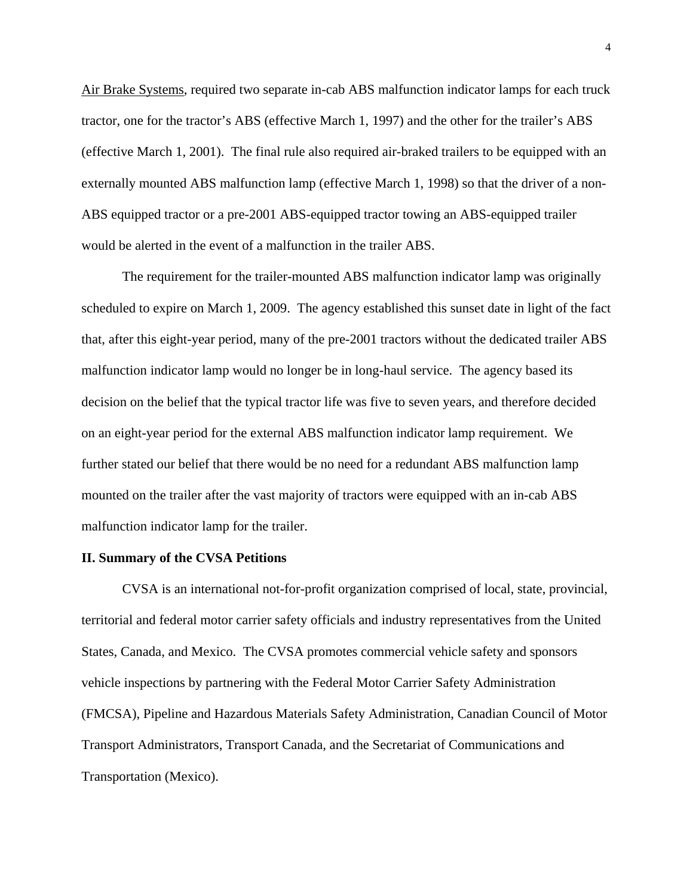Air Brake Systems, required two separate in-cab ABS malfunction indicator lamps for each truck tractor, one for the tractor's ABS (effective March 1, 1997) and the other for the trailer's ABS (effective March 1, 2001). The final rule also required air-braked trailers to be equipped with an externally mounted ABS malfunction lamp (effective March 1, 1998) so that the driver of a non-ABS equipped tractor or a pre-2001 ABS-equipped tractor towing an ABS-equipped trailer would be alerted in the event of a malfunction in the trailer ABS.

The requirement for the trailer-mounted ABS malfunction indicator lamp was originally scheduled to expire on March 1, 2009. The agency established this sunset date in light of the fact that, after this eight-year period, many of the pre-2001 tractors without the dedicated trailer ABS malfunction indicator lamp would no longer be in long-haul service. The agency based its decision on the belief that the typical tractor life was five to seven years, and therefore decided on an eight-year period for the external ABS malfunction indicator lamp requirement. We further stated our belief that there would be no need for a redundant ABS malfunction lamp mounted on the trailer after the vast majority of tractors were equipped with an in-cab ABS malfunction indicator lamp for the trailer.

## II. Summary of the CVSA Petitions

CVSA is an international not-for-profit organization comprised of local, state, provincial, territorial and federal motor carrier safety officials and industry representatives from the United States, Canada, and Mexico. The CVSA promotes commercial vehicle safety and sponsors vehicle inspections by partnering with the Federal Motor Carrier Safety Administration (FMCSA), Pipeline and Hazardous Materials Safety Administration, Canadian Council of Motor Transport Administrators, Transport Canada, and the Secretariat of Communications and Transportation (Mexico).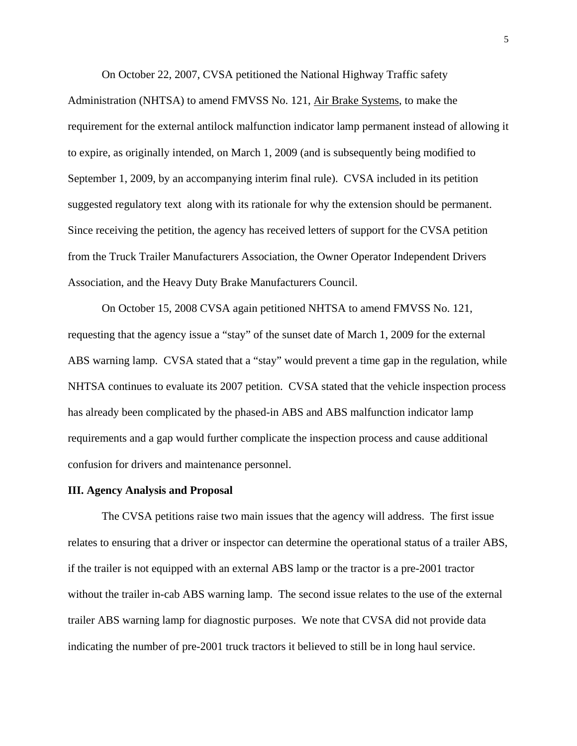On October 22, 2007, CVSA petitioned the National Highway Traffic safety Administration (NHTSA) to amend FMVSS No. 121, Air Brake Systems, to make the requirement for the external antilock malfunction indicator lamp permanent instead of allowing it to expire, as originally intended, on March 1, 2009 (and is subsequently being modified to September 1, 2009, by an accompanying interim final rule). CVSA included in its petition suggested regulatory text along with its rationale for why the extension should be permanent. Since receiving the petition, the agency has received letters of support for the CVSA petition from the Truck Trailer Manufacturers Association, the Owner Operator Independent Drivers Association, and the Heavy Duty Brake Manufacturers Council.

On October 15, 2008 CVSA again petitioned NHTSA to amend FMVSS No. 121, requesting that the agency issue a "stay" of the sunset date of March 1, 2009 for the external ABS warning lamp. CVSA stated that a "stay" would prevent a time gap in the regulation, while NHTSA continues to evaluate its 2007 petition. CVSA stated that the vehicle inspection process has already been complicated by the phased-in ABS and ABS malfunction indicator lamp requirements and a gap would further complicate the inspection process and cause additional confusion for drivers and maintenance personnel.

**III. Agency Analysis and Proposal**

The CVSA petitions raise two main issues that the agency will address. The first issue relates to ensuring that a driver or inspector can determine the operational status of a trailer ABS, if the trailer is not equipped with an external ABS lamp or the tractor is a pre-2001 tractor without the trailer in-cab ABS warning lamp. The second issue relates to the use of the external trailer ABS warning lamp for diagnostic purposes. We note that CVSA did not provide data indicating the number of pre-2001 truck tractors it believed to still be in long haul service.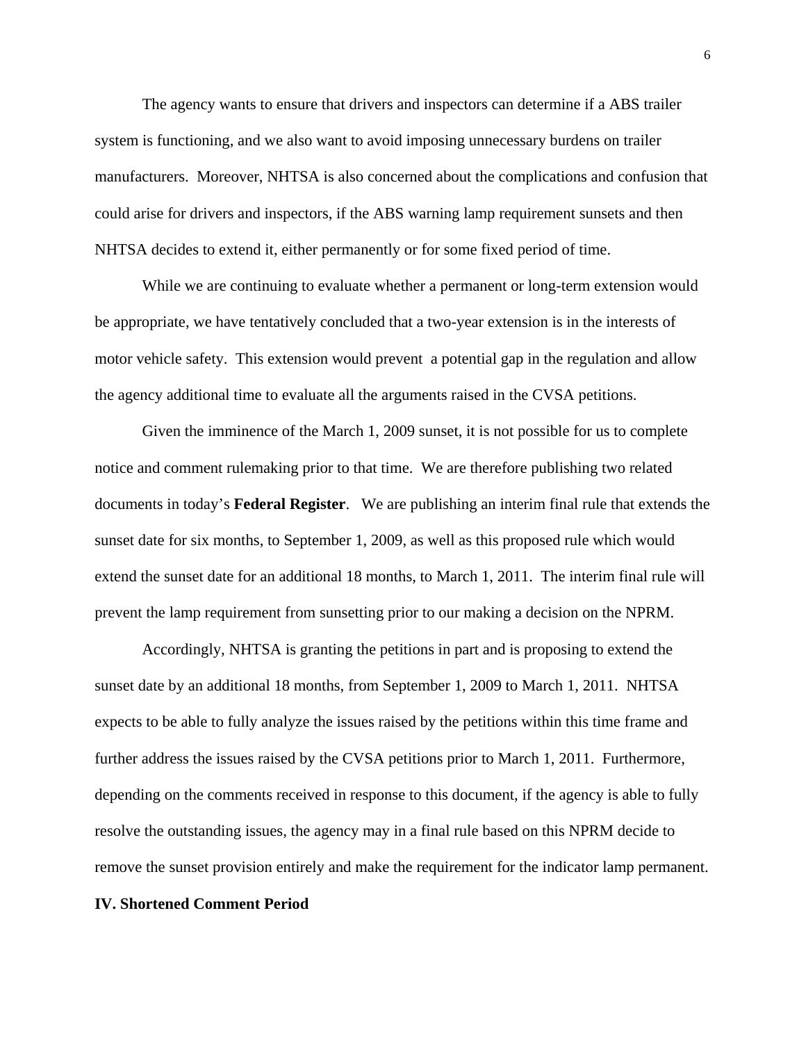The agency wants to ensure that drivers and inspectors can determine if a ABS trailer system is functioning, and we also want to avoid imposing unnecessary burdens on trailer manufacturers. Moreover, NHTSA is also concerned about the complications and confusion that could arise for drivers and inspectors, if the ABS warning lamp requirement sunsets and then NHTSA decides to extend it, either permanently or for some fixed period of time.

While we are continuing to evaluate whether a permanent or long-term extension would be appropriate, we have tentatively concluded that a two-year extension is in the interests of motor vehicle safety. This extension would prevent a potential gap in the regulation and allow the agency additional time to evaluate all the arguments raised in the CVSA petitions.

Given the imminence of the March 1, 2009 sunset, it is not possible for us to complete notice and comment rulemaking prior to that time. We are therefore publishing two related documents in today's **Federal Register**. We are publishing an interim final rule that extends the sunset date for six months, to September 1, 2009, as well as this proposed rule which would extend the sunset date for an additional 18 months, to March 1, 2011. The interim final rule will prevent the lamp requirement from sunsetting prior to our making a decision on the NPRM.

Accordingly, NHTSA is granting the petitions in part and is proposing to extend the sunset date by an additional 18 months, from September 1, 2009 to March 1, 2011. NHTSA expects to be able to fully analyze the issues raised by the petitions within this time frame and further address the issues raised by the CVSA petitions prior to March 1, 2011. Furthermore, depending on the comments received in response to this document, if the agency is able to fully resolve the outstanding issues, the agency may in a final rule based on this NPRM decide to remove the sunset provision entirely and make the requirement for the indicator lamp permanent.

## IV. Shortened Comment Period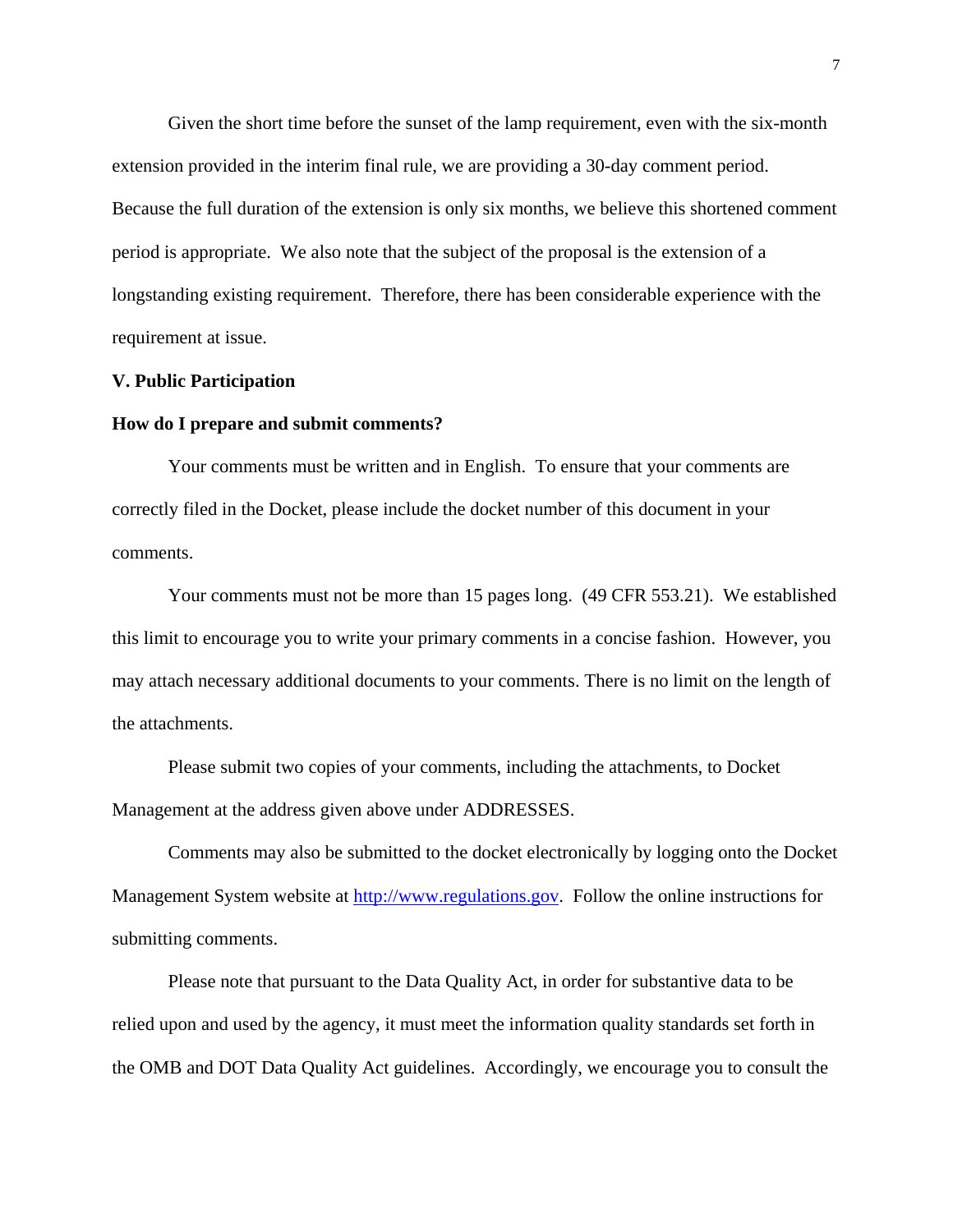Given the short time before the sunset of the lamp requirement, even with the six-month extension provided in the interim final rule, we are providing a 30-day comment period. Because the full duration of the extension is only six months, we believe this shortened comment period is appropriate. We also note that the subject of the proposal is the extension of a longstanding existing requirement. Therefore, there has been considerable experience with the requirement at issue.

## V. Public Participation

### How do I prepare and submit comments?

Your comments must be written and in English. To ensure that your comments are correctly filed in the Docket, please include the docket number of this document in your comments.

Your comments must not be more than 15 pages long. (49 CFR 553.21). We established this limit to encourage you to write your primary comments in a concise fashion. However, you may attach necessary additional documents to your comments. There is no limit on the length of the attachments.

Please submit two copies of your comments, including the attachments, to Docket Management at the address given above under ADDRESSES.

Comments may also be submitted to the docket electronically by logging onto the Docket Management System website at [http://www.regulations.gov](http://www.regulations.gov). Follow the online instructions for submitting comments.

Please note that pursuant to the Data Quality Act, in order for substantive data to be relied upon and used by the agency, it must meet the information quality standards set forth in the OMB and DOT Data Quality Act guidelines. Accordingly, we encourage you to consult the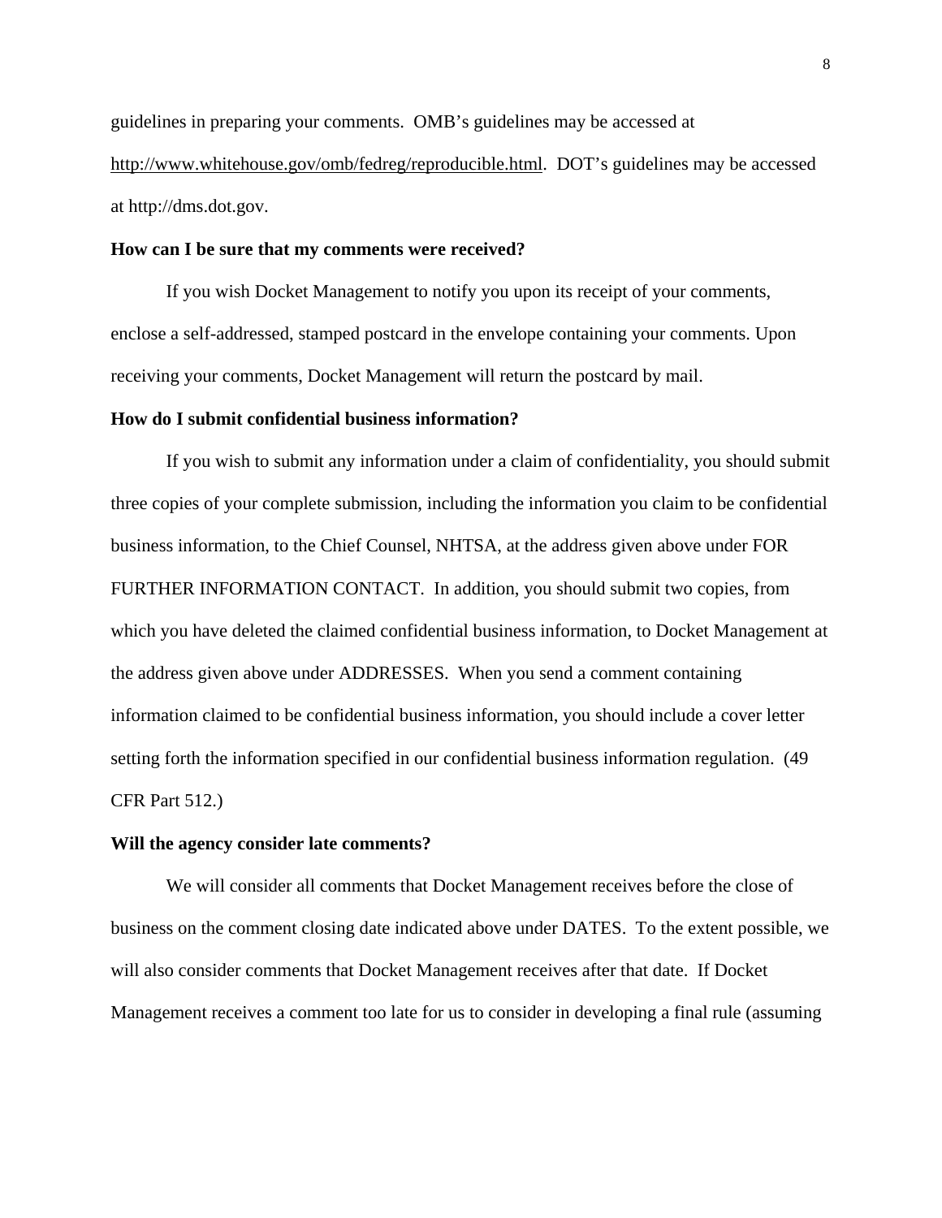guidelines in preparing your comments. OMB's guidelines may be accessed at http://www.whitehouse.gov/omb/fedreg/reproducible.html. DOT's guidelines may be accessed at http://dms.dot.gov.

**How can I be sure that my comments were received?**

If you wish Docket Management to notify you upon its receipt of your comments, enclose a self-addressed, stamped postcard in the envelope containing your comments. Upon receiving your comments, Docket Management will return the postcard by mail.

**How do I submit confidential business information?**

If you wish to submit any information under a claim of confidentiality, you should submit three copies of your complete submission, including the information you claim to be confidential business information, to the Chief Counsel, NHTSA, at the address given above under FOR FURTHER INFORMATION CONTACT. In addition, you should submit two copies, from which you have deleted the claimed confidential business information, to Docket Management at the address given above under ADDRESSES. When you send a comment containing information claimed to be confidential business information, you should include a cover letter setting forth the information specified in our confidential business information regulation. (49 CFR Part 512.)

**Will the agency consider late comments?**

We will consider all comments that Docket Management receives before the close of business on the comment closing date indicated above under DATES. To the extent possible, we will also consider comments that Docket Management receives after that date. If Docket Management receives a comment too late for us to consider in developing a final rule (assuming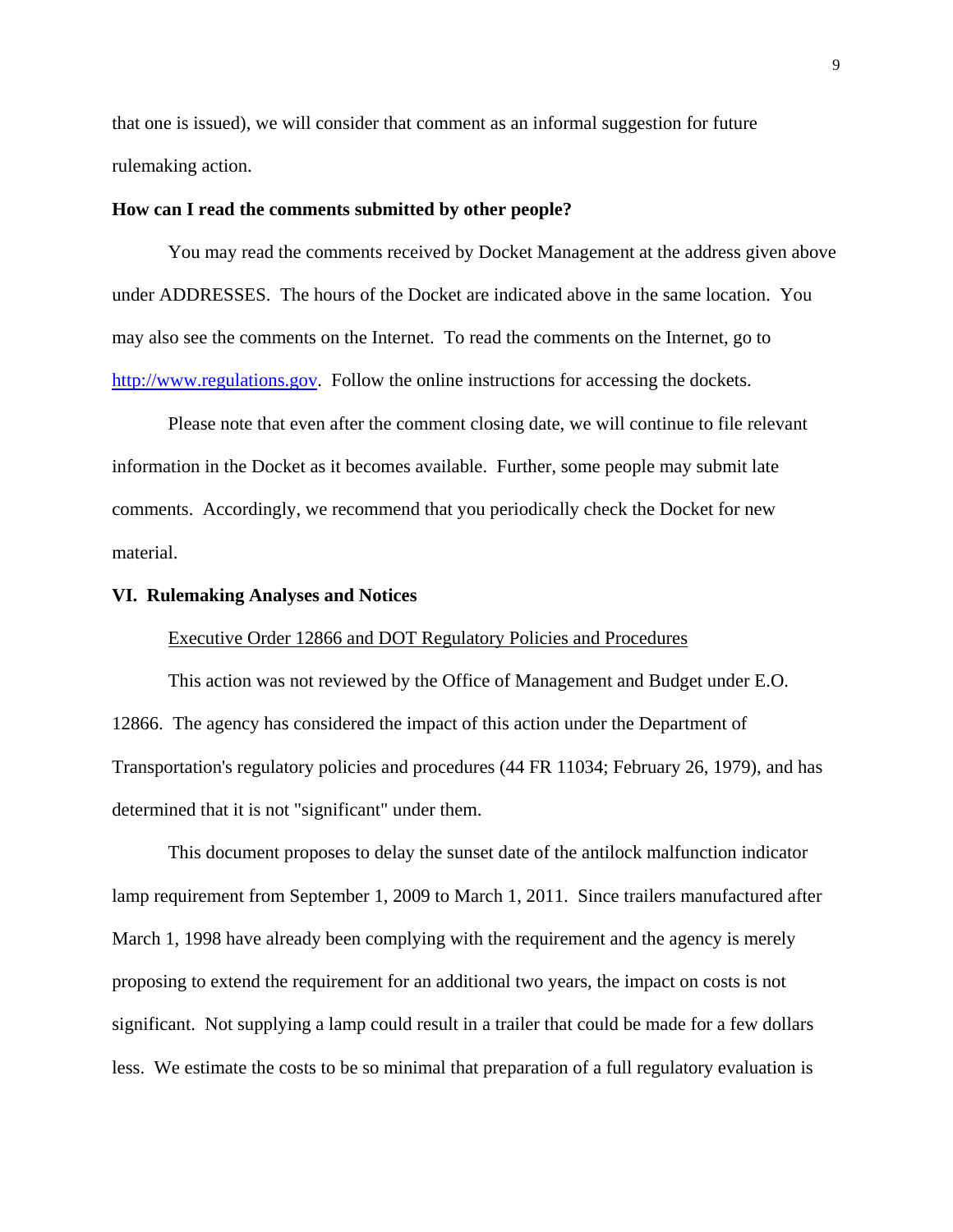that one is issued), we will consider that comment as an informal suggestion for future rulemaking action.

**How can I read the comments submitted by other people?**

You may read the comments received by Docket Management at the address given above under ADDRESSES. The hours of the Docket are indicated above in the same location. You may also see the comments on the Internet. To read the comments on the Internet, go to [http://www.regulations.gov](http://www.regulations.gov). Follow the online instructions for accessing the dockets.

Please note that even after the comment closing date, we will continue to file relevant information in the Docket as it becomes available. Further, some people may submit late comments. Accordingly, we recommend that you periodically check the Docket for new material.

## VI. Rulemaking Analyses and Notices

Executive Order 12866 and DOT Regulatory Policies and Procedures

This action was not reviewed by the Office of Management and Budget under E.O. 12866. The agency has considered the impact of this action under the Department of Transportation's regulatory policies and procedures (44 FR 11034; February 26, 1979), and has determined that it is not "significant" under them.

This document proposes to delay the sunset date of the antilock malfunction indicator lamp requirement from September 1, 2009 to March 1, 2011. Since trailers manufactured after March 1, 1998 have already been complying with the requirement and the agency is merely proposing to extend the requirement for an additional two years, the impact on costs is not significant. Not supplying a lamp could result in a trailer that could be made for a few dollars less. We estimate the costs to be so minimal that preparation of a full regulatory evaluation is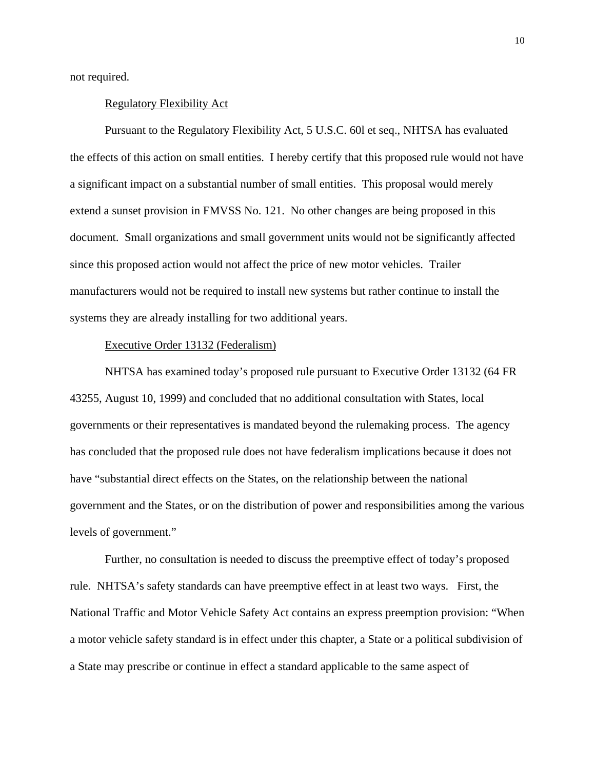not required.

Regulatory Flexibility Act

Pursuant to the Regulatory Flexibility Act, 5 U.S.C. 60l et seq., NHTSA has evaluated the effects of this action on small entities. I hereby certify that this proposed rule would not have a significant impact on a substantial number of small entities. This proposal would merely extend a sunset provision in FMVSS No. 121. No other changes are being proposed in this document. Small organizations and small government units would not be significantly affected since this proposed action would not affect the price of new motor vehicles. Trailer manufacturers would not be required to install new systems but rather continue to install the systems they are already installing for two additional years.

Executive Order 13132 (Federalism)

NHTSA has examined today's proposed rule pursuant to Executive Order 13132 (64 FR 43255, August 10, 1999) and concluded that no additional consultation with States, local governments or their representatives is mandated beyond the rulemaking process. The agency has concluded that the proposed rule does not have federalism implications because it does not have "substantial direct effects on the States, on the relationship between the national government and the States, or on the distribution of power and responsibilities among the various levels of government."

Further, no consultation is needed to discuss the preemptive effect of today's proposed rule. NHTSA's safety standards can have preemptive effect in at least two ways. First, the National Traffic and Motor Vehicle Safety Act contains an express preemption provision: "When a motor vehicle safety standard is in effect under this chapter, a State or a political subdivision of a State may prescribe or continue in effect a standard applicable to the same aspect of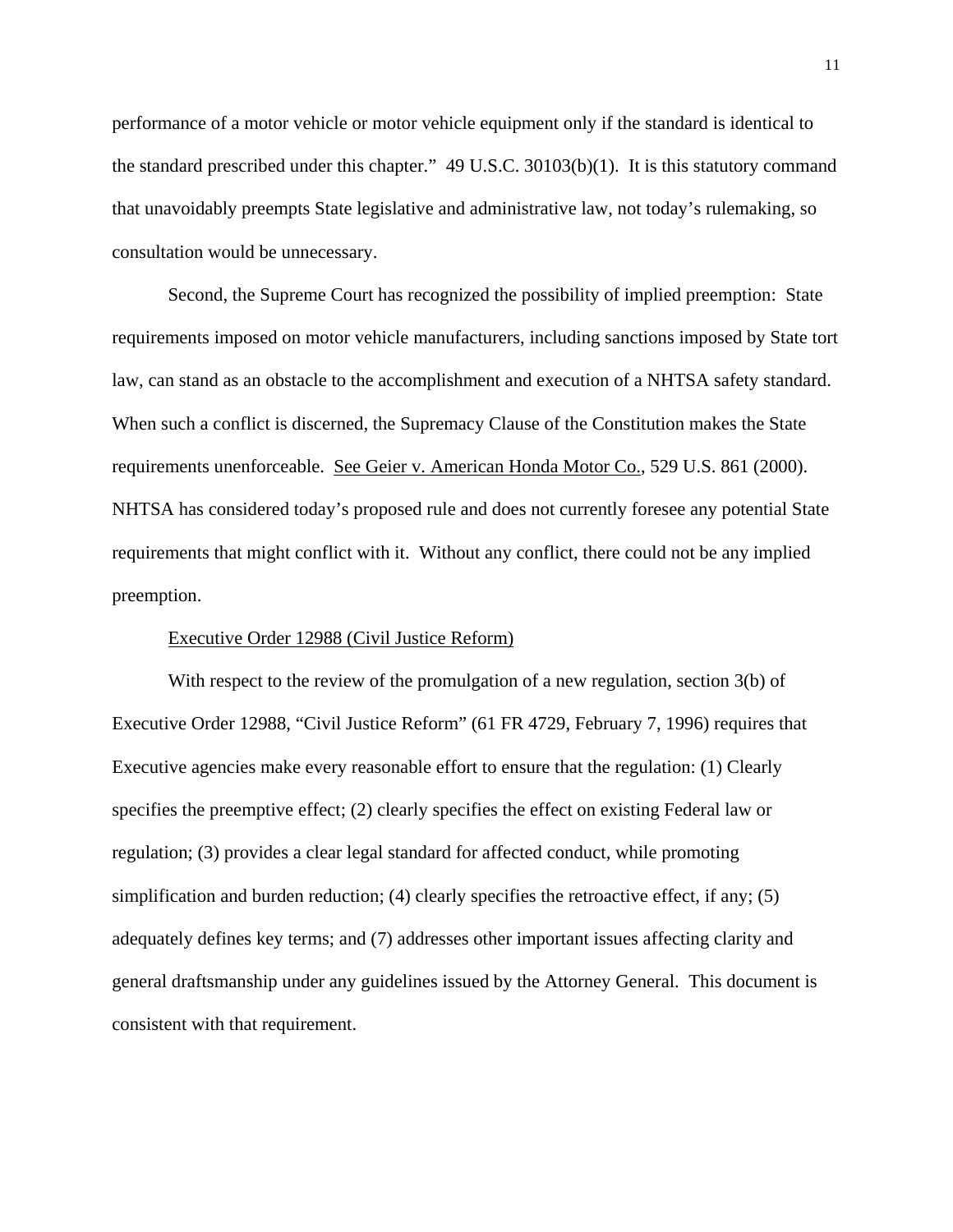performance of a motor vehicle or motor vehicle equipment only if the standard is identical to the standard prescribed under this chapter." 49 U.S.C. 30103(b)(1). It is this statutory command that unavoidably preempts State legislative and administrative law, not today's rulemaking, so consultation would be unnecessary.

Second, the Supreme Court has recognized the possibility of implied preemption: State requirements imposed on motor vehicle manufacturers, including sanctions imposed by State tort law, can stand as an obstacle to the accomplishment and execution of a NHTSA safety standard. When such a conflict is discerned, the Supremacy Clause of the Constitution makes the State requirements unenforceable. See Geier v. American Honda Motor Co., 529 U.S. 861 (2000). NHTSA has considered today's proposed rule and does not currently foresee any potential State requirements that might conflict with it. Without any conflict, there could not be any implied preemption.

### Executive Order 12988 (Civil Justice Reform)

With respect to the review of the promulgation of a new regulation, section 3(b) of Executive Order 12988, "Civil Justice Reform" (61 FR 4729, February 7, 1996) requires that Executive agencies make every reasonable effort to ensure that the regulation: (1) Clearly specifies the preemptive effect; (2) clearly specifies the effect on existing Federal law or regulation; (3) provides a clear legal standard for affected conduct, while promoting simplification and burden reduction; (4) clearly specifies the retroactive effect, if any; (5) adequately defines key terms; and (7) addresses other important issues affecting clarity and general draftsmanship under any guidelines issued by the Attorney General. This document is consistent with that requirement.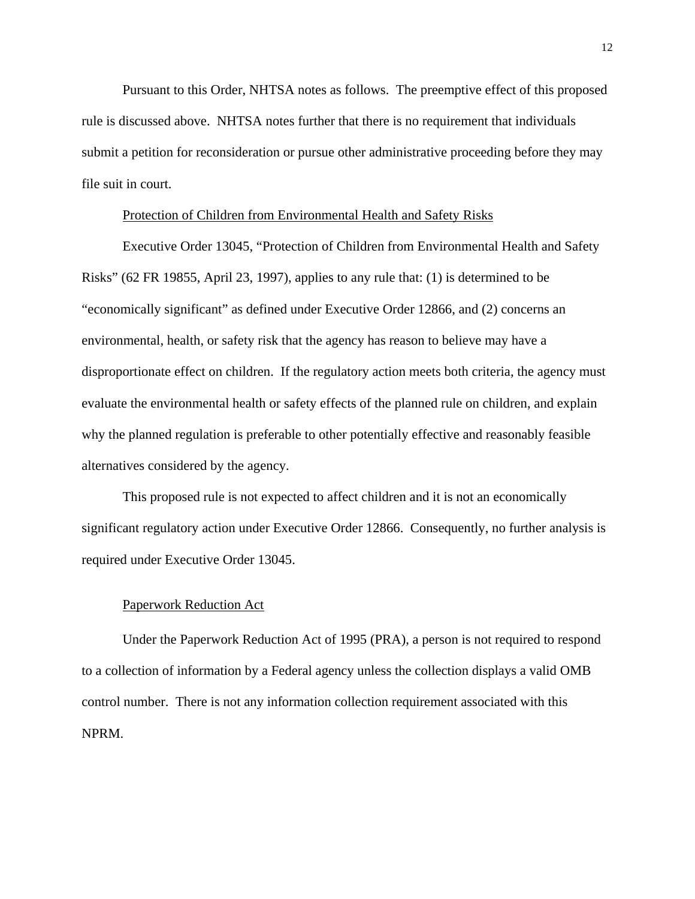Pursuant to this Order, NHTSA notes as follows. The preemptive effect of this proposed rule is discussed above. NHTSA notes further that there is no requirement that individuals submit a petition for reconsideration or pursue other administrative proceeding before they may file suit in court.

### Protection of Children from Environmental Health and Safety Risks

Executive Order 13045, "Protection of Children from Environmental Health and Safety Risks" (62 FR 19855, April 23, 1997), applies to any rule that: (1) is determined to be "economically significant" as defined under Executive Order 12866, and (2) concerns an environmental, health, or safety risk that the agency has reason to believe may have a disproportionate effect on children. If the regulatory action meets both criteria, the agency must evaluate the environmental health or safety effects of the planned rule on children, and explain why the planned regulation is preferable to other potentially effective and reasonably feasible alternatives considered by the agency.

This proposed rule is not expected to affect children and it is not an economically significant regulatory action under Executive Order 12866. Consequently, no further analysis is required under Executive Order 13045.

### Paperwork Reduction Act

Under the Paperwork Reduction Act of 1995 (PRA), a person is not required to respond to a collection of information by a Federal agency unless the collection displays a valid OMB control number. There is not any information collection requirement associated with this NPRM.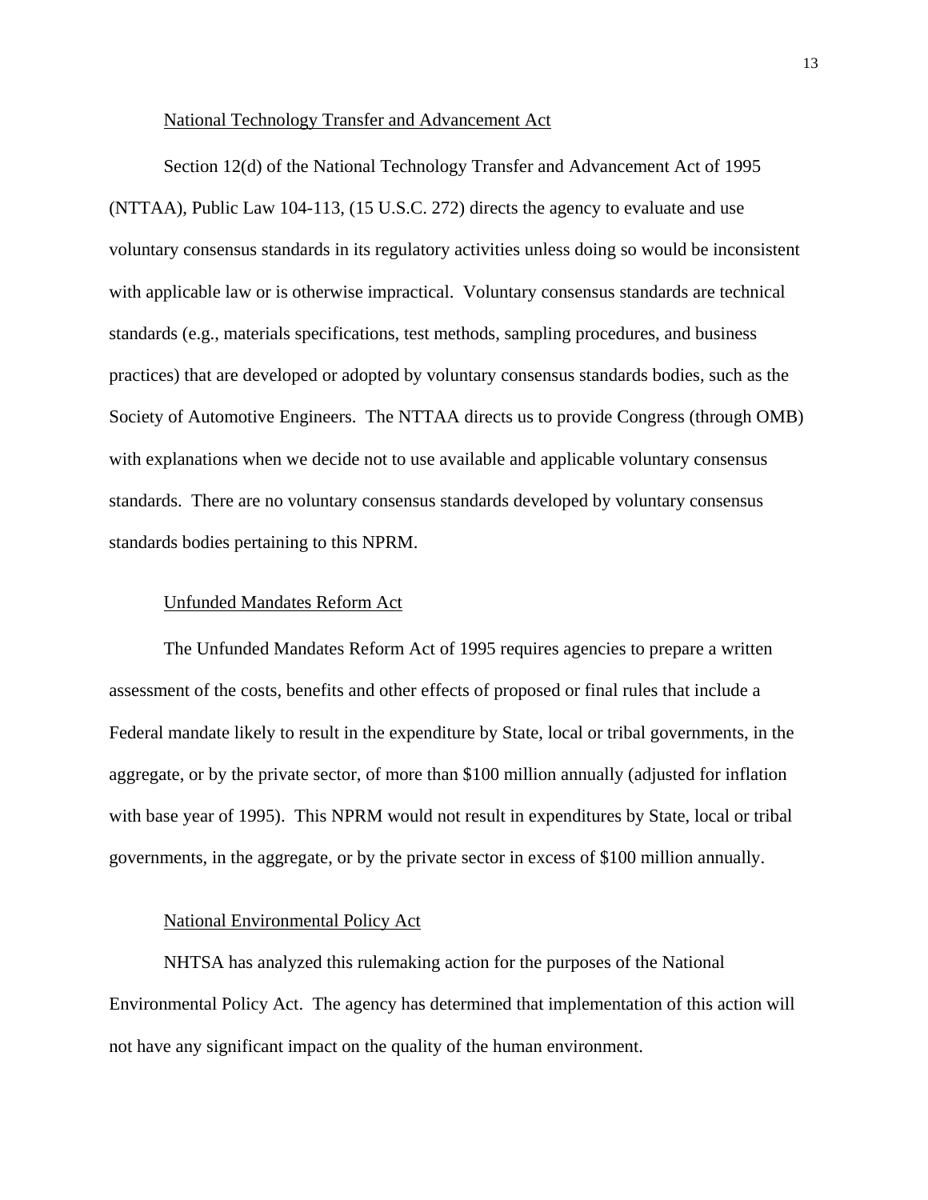## National Technology Transfer and Advancement Act

Section 12(d) of the National Technology Transfer and Advancement Act of 1995 (NTTAA), Public Law 104-113, (15 U.S.C. 272) directs the agency to evaluate and use voluntary consensus standards in its regulatory activities unless doing so would be inconsistent with applicable law or is otherwise impractical. Voluntary consensus standards are technical standards (e.g., materials specifications, test methods, sampling procedures, and business practices) that are developed or adopted by voluntary consensus standards bodies, such as the Society of Automotive Engineers. The NTTAA directs us to provide Congress (through OMB) with explanations when we decide not to use available and applicable voluntary consensus standards. There are no voluntary consensus standards developed by voluntary consensus standards bodies pertaining to this NPRM.

## Unfunded Mandates Reform Act

The Unfunded Mandates Reform Act of 1995 requires agencies to prepare a written assessment of the costs, benefits and other effects of proposed or final rules that include a Federal mandate likely to result in the expenditure by State, local or tribal governments, in the aggregate, or by the private sector, of more than $100 million annually (adjusted for inflation with base year of 1995). This NPRM would not result in expenditures by State, local or tribal governments, in the aggregate, or by the private sector in excess of $100 million annually.

## National Environmental Policy Act

NHTSA has analyzed this rulemaking action for the purposes of the National Environmental Policy Act. The agency has determined that implementation of this action will not have any significant impact on the quality of the human environment.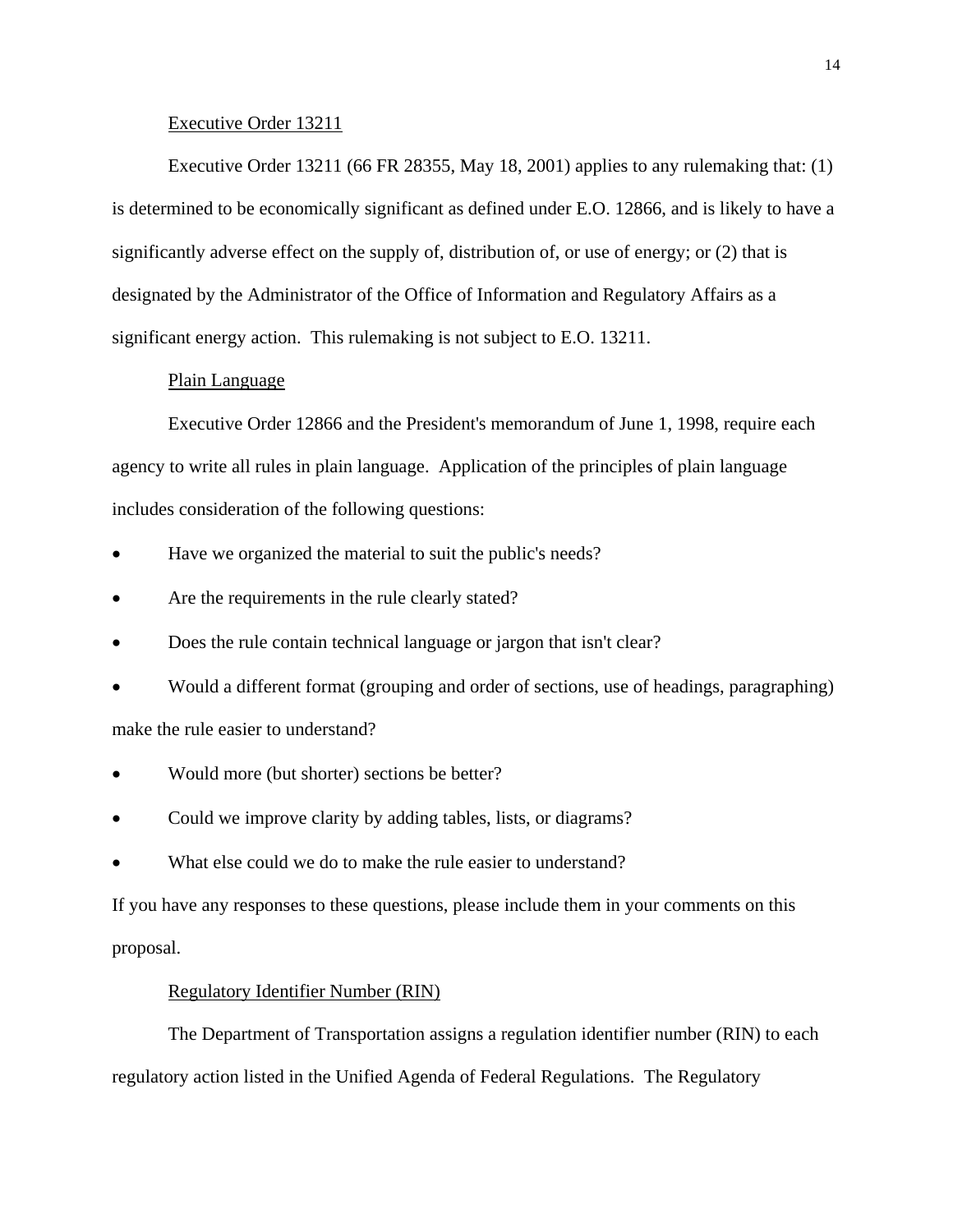### Executive Order 13211

Executive Order 13211 (66 FR 28355, May 18, 2001) applies to any rulemaking that: (1) is determined to be economically significant as defined under E.O. 12866, and is likely to have a significantly adverse effect on the supply of, distribution of, or use of energy; or (2) that is designated by the Administrator of the Office of Information and Regulatory Affairs as a significant energy action. This rulemaking is not subject to E.O. 13211.

### Plain Language

Executive Order 12866 and the President's memorandum of June 1, 1998, require each agency to write all rules in plain language. Application of the principles of plain language includes consideration of the following questions:

- Have we organized the material to suit the public's needs?
- Are the requirements in the rule clearly stated?
- Does the rule contain technical language or jargon that isn't clear?
- Would a different format (grouping and order of sections, use of headings, paragraphing) make the rule easier to understand?
- Would more (but shorter) sections be better?
- Could we improve clarity by adding tables, lists, or diagrams?
- What else could we do to make the rule easier to understand?

If you have any responses to these questions, please include them in your comments on this proposal.

### Regulatory Identifier Number (RIN)

The Department of Transportation assigns a regulation identifier number (RIN) to each regulatory action listed in the Unified Agenda of Federal Regulations. The Regulatory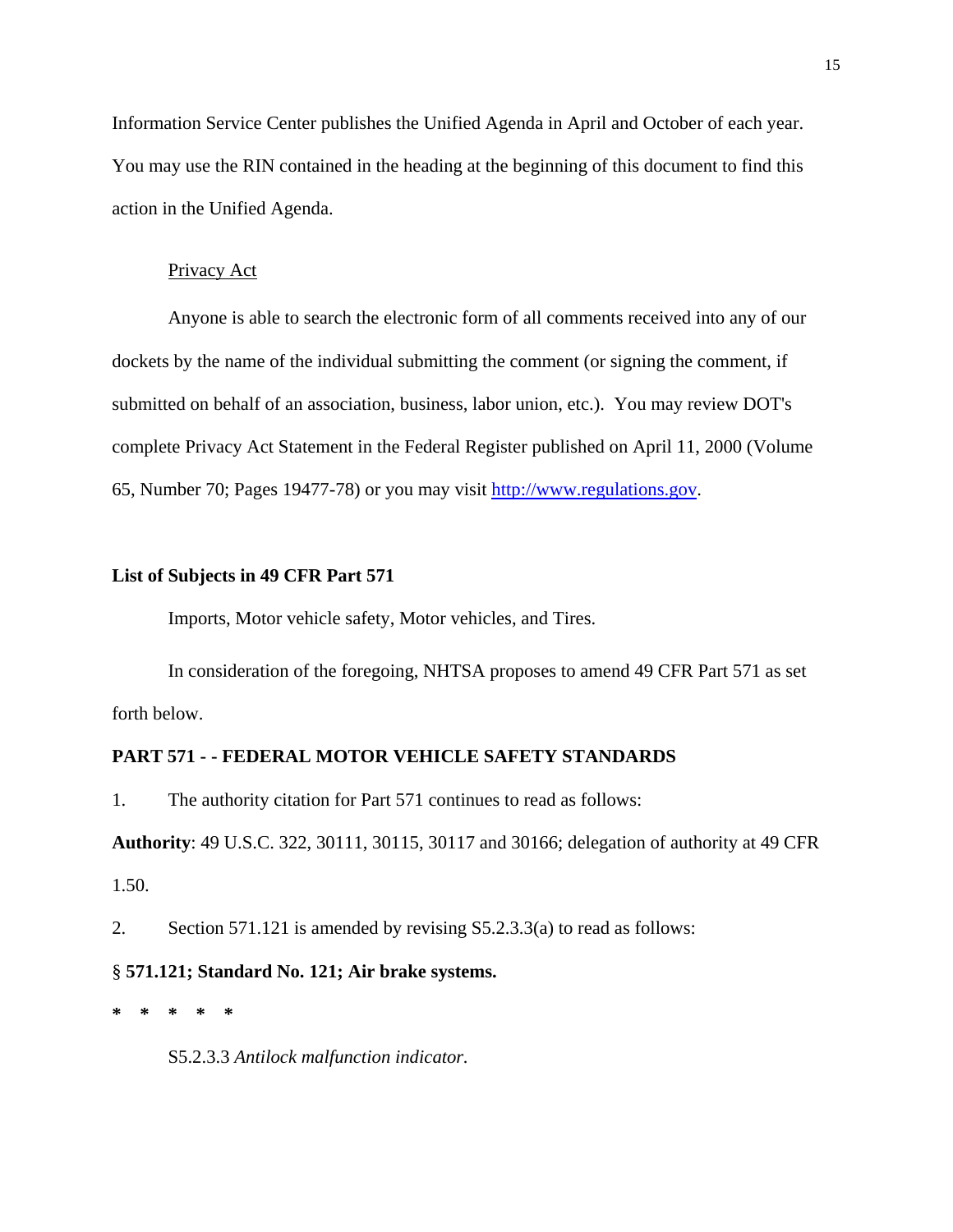Information Service Center publishes the Unified Agenda in April and October of each year. You may use the RIN contained in the heading at the beginning of this document to find this action in the Unified Agenda.

Privacy Act

Anyone is able to search the electronic form of all comments received into any of our dockets by the name of the individual submitting the comment (or signing the comment, if submitted on behalf of an association, business, labor union, etc.). You may review DOT's complete Privacy Act Statement in the Federal Register published on April 11, 2000 (Volume 65, Number 70; Pages 19477-78) or you may visit [http://www.regulations.gov](http://www.regulations.gov).

**List of Subjects in 49 CFR Part 571**

Imports, Motor vehicle safety, Motor vehicles, and Tires.

In consideration of the foregoing, NHTSA proposes to amend 49 CFR Part 571 as set forth below.

**PART 571 - - FEDERAL MOTOR VEHICLE SAFETY STANDARDS**

1. The authority citation for Part 571 continues to read as follows:

**Authority**: 49 U.S.C. 322, 30111, 30115, 30117 and 30166; delegation of authority at 49 CFR 1.50.

2. Section 571.121 is amended by revising S5.2.3.3(a) to read as follows:

§ **571.121; Standard No. 121; Air brake systems.**

**\*　\*　\*　\*　\***

S5.2.3.3 *Antilock malfunction indicator.*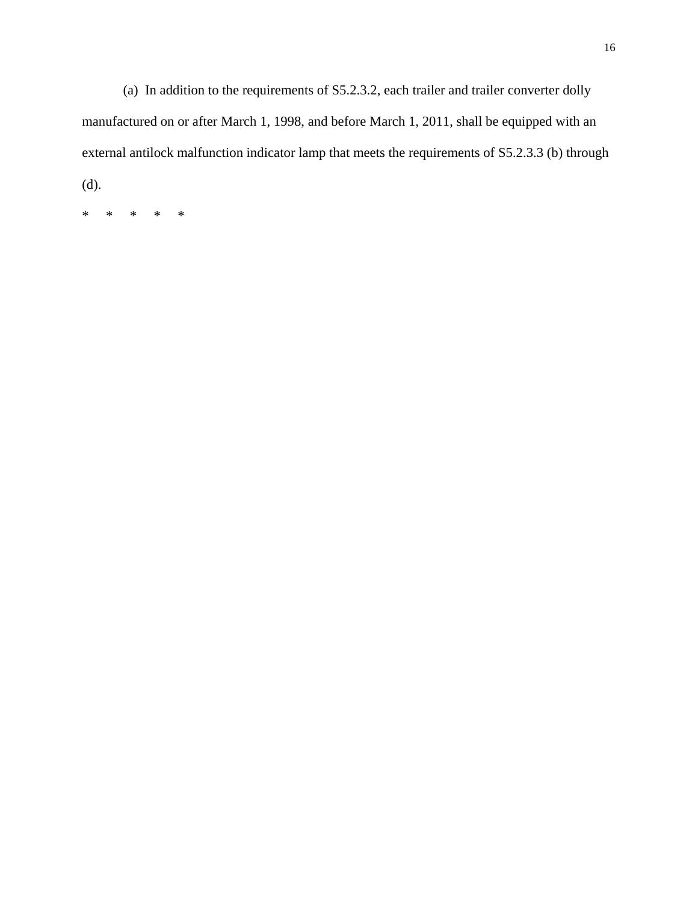(a) In addition to the requirements of S5.2.3.2, each trailer and trailer converter dolly manufactured on or after March 1, 1998, and before March 1, 2011, shall be equipped with an external antilock malfunction indicator lamp that meets the requirements of S5.2.3.3 (b) through (d).

\*     \*     \*     \*     \*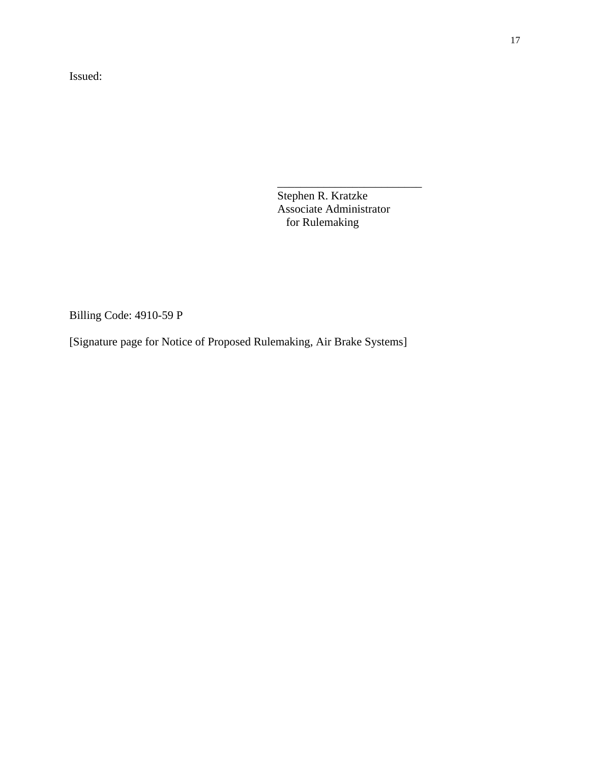Issued:

\_\_\_\_\_\_\_\_\_\_\_\_\_\_\_\_\_\_\_\_\_\_\_\_\_\_

Stephen R. Kratzke
Associate Administrator
for Rulemaking

Billing Code: 4910-59 P

[Signature page for Notice of Proposed Rulemaking, Air Brake Systems]